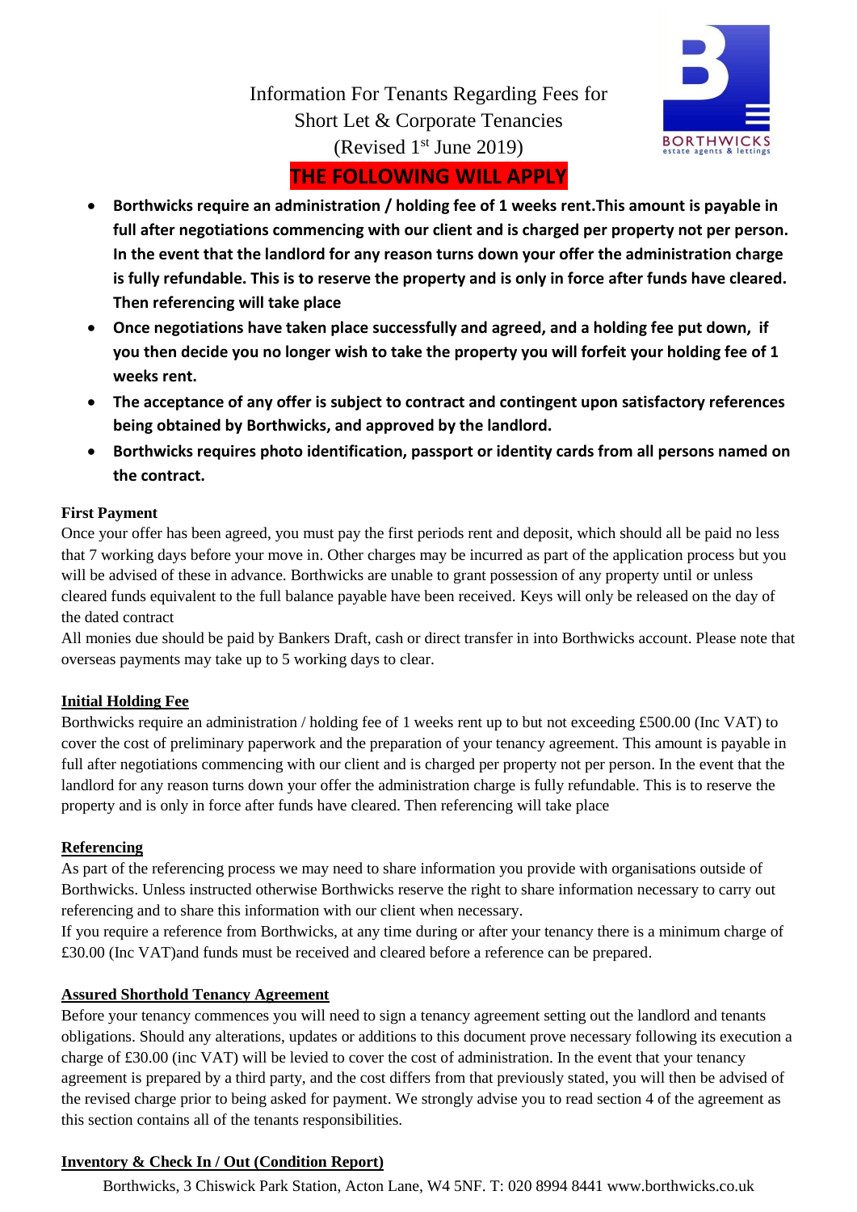# Information For Tenants Regarding Fees for Short Let & Corporate Tenancies (Revised 1st June 2019)

BORTHWICKS estate agents & lettings

**THE FOLLOWING WILL APPLY**

- **Borthwicks require an administration / holding fee of 1 weeks rent.This amount is payable in full after negotiations commencing with our client and is charged per property not per person. In the event that the landlord for any reason turns down your offer the administration charge is fully refundable. This is to reserve the property and is only in force after funds have cleared. Then referencing will take place**
- **Once negotiations have taken place successfully and agreed, and a holding fee put down, if you then decide you no longer wish to take the property you will forfeit your holding fee of 1 weeks rent.**
- **The acceptance of any offer is subject to contract and contingent upon satisfactory references being obtained by Borthwicks, and approved by the landlord.**
- **Borthwicks requires photo identification, passport or identity cards from all persons named on the contract.**

**First Payment**

Once your offer has been agreed, you must pay the first periods rent and deposit, which should all be paid no less that 7 working days before your move in. Other charges may be incurred as part of the application process but you will be advised of these in advance. Borthwicks are unable to grant possession of any property until or unless cleared funds equivalent to the full balance payable have been received. Keys will only be released on the day of the dated contract

All monies due should be paid by Bankers Draft, cash or direct transfer in into Borthwicks account. Please note that overseas payments may take up to 5 working days to clear.

## Initial Holding Fee

Borthwicks require an administration / holding fee of 1 weeks rent up to but not exceeding £500.00 (Inc VAT) to cover the cost of preliminary paperwork and the preparation of your tenancy agreement. This amount is payable in full after negotiations commencing with our client and is charged per property not per person. In the event that the landlord for any reason turns down your offer the administration charge is fully refundable. This is to reserve the property and is only in force after funds have cleared. Then referencing will take place

## Referencing

As part of the referencing process we may need to share information you provide with organisations outside of Borthwicks. Unless instructed otherwise Borthwicks reserve the right to share information necessary to carry out referencing and to share this information with our client when necessary.

If you require a reference from Borthwicks, at any time during or after your tenancy there is a minimum charge of £30.00 (Inc VAT)and funds must be received and cleared before a reference can be prepared.

## Assured Shorthold Tenancy Agreement

Before your tenancy commences you will need to sign a tenancy agreement setting out the landlord and tenants obligations. Should any alterations, updates or additions to this document prove necessary following its execution a charge of £30.00 (inc VAT) will be levied to cover the cost of administration. In the event that your tenancy agreement is prepared by a third party, and the cost differs from that previously stated, you will then be advised of the revised charge prior to being asked for payment. We strongly advise you to read section 4 of the agreement as this section contains all of the tenants responsibilities.

## Inventory & Check In / Out (Condition Report)

Borthwicks, 3 Chiswick Park Station, Acton Lane, W4 5NF. T: 020 8994 8441 www.borthwicks.co.uk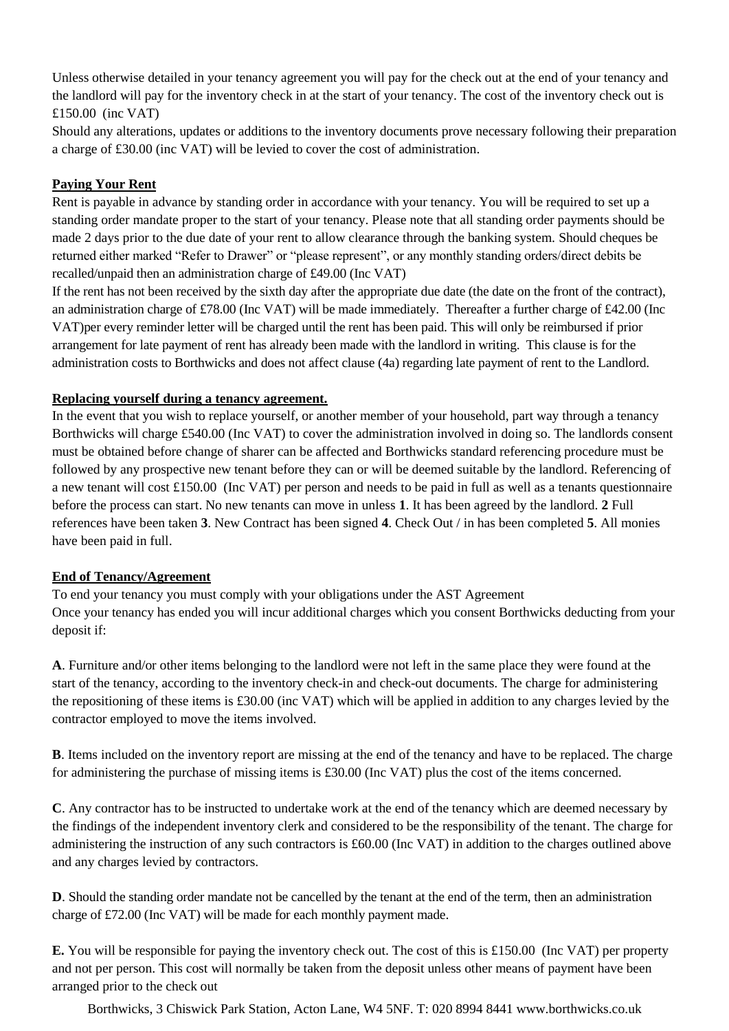Unless otherwise detailed in your tenancy agreement you will pay for the check out at the end of your tenancy and the landlord will pay for the inventory check in at the start of your tenancy. The cost of the inventory check out is £150.00 (inc VAT)

Should any alterations, updates or additions to the inventory documents prove necessary following their preparation a charge of £30.00 (inc VAT) will be levied to cover the cost of administration.

**Paying Your Rent**

Rent is payable in advance by standing order in accordance with your tenancy. You will be required to set up a standing order mandate proper to the start of your tenancy. Please note that all standing order payments should be made 2 days prior to the due date of your rent to allow clearance through the banking system. Should cheques be returned either marked "Refer to Drawer" or "please represent", or any monthly standing orders/direct debits be recalled/unpaid then an administration charge of £49.00 (Inc VAT)

If the rent has not been received by the sixth day after the appropriate due date (the date on the front of the contract), an administration charge of £78.00 (Inc VAT) will be made immediately. Thereafter a further charge of £42.00 (Inc VAT)per every reminder letter will be charged until the rent has been paid. This will only be reimbursed if prior arrangement for late payment of rent has already been made with the landlord in writing. This clause is for the administration costs to Borthwicks and does not affect clause (4a) regarding late payment of rent to the Landlord.

**Replacing yourself during a tenancy agreement.**

In the event that you wish to replace yourself, or another member of your household, part way through a tenancy Borthwicks will charge £540.00 (Inc VAT) to cover the administration involved in doing so. The landlords consent must be obtained before change of sharer can be affected and Borthwicks standard referencing procedure must be followed by any prospective new tenant before they can or will be deemed suitable by the landlord. Referencing of a new tenant will cost £150.00 (Inc VAT) per person and needs to be paid in full as well as a tenants questionnaire before the process can start. No new tenants can move in unless **1**. It has been agreed by the landlord. **2** Full references have been taken **3**. New Contract has been signed **4**. Check Out / in has been completed **5**. All monies have been paid in full.

**End of Tenancy/Agreement**

To end your tenancy you must comply with your obligations under the AST Agreement

Once your tenancy has ended you will incur additional charges which you consent Borthwicks deducting from your deposit if:

**A**. Furniture and/or other items belonging to the landlord were not left in the same place they were found at the start of the tenancy, according to the inventory check-in and check-out documents. The charge for administering the repositioning of these items is £30.00 (inc VAT) which will be applied in addition to any charges levied by the contractor employed to move the items involved.

**B**. Items included on the inventory report are missing at the end of the tenancy and have to be replaced. The charge for administering the purchase of missing items is £30.00 (Inc VAT) plus the cost of the items concerned.

**C**. Any contractor has to be instructed to undertake work at the end of the tenancy which are deemed necessary by the findings of the independent inventory clerk and considered to be the responsibility of the tenant. The charge for administering the instruction of any such contractors is £60.00 (Inc VAT) in addition to the charges outlined above and any charges levied by contractors.

**D**. Should the standing order mandate not be cancelled by the tenant at the end of the term, then an administration charge of £72.00 (Inc VAT) will be made for each monthly payment made.

**E.** You will be responsible for paying the inventory check out. The cost of this is £150.00 (Inc VAT) per property and not per person. This cost will normally be taken from the deposit unless other means of payment have been arranged prior to the check out

Borthwicks, 3 Chiswick Park Station, Acton Lane, W4 5NF. T: 020 8994 8441 www.borthwicks.co.uk